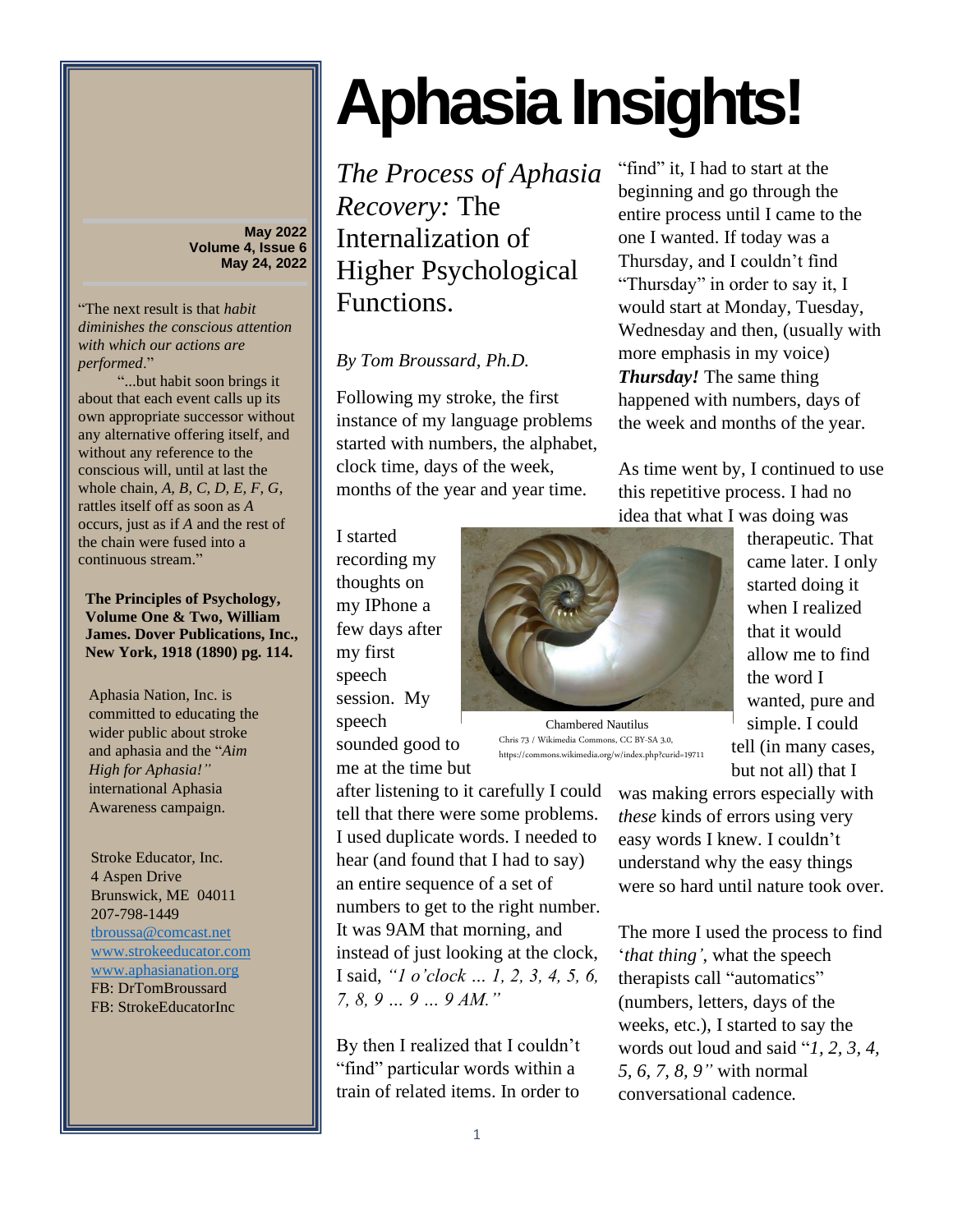# Aphasia Insights!

May 2022
Volume 4, Issue 6
May 24, 2022

"The next result is that *habit diminishes the conscious attention with which our actions are performed*."

"...but habit soon brings it about that each event calls up its own appropriate successor without any alternative offering itself, and without any reference to the conscious will, until at last the whole chain, *A, B, C, D, E, F, G*, rattles itself off as soon as *A* occurs, just as if *A* and the rest of the chain were fused into a continuous stream."

**The Principles of Psychology, Volume One & Two, William James. Dover Publications, Inc., New York, 1918 (1890) pg. 114.**

Aphasia Nation, Inc. is committed to educating the wider public about stroke and aphasia and the "*Aim High for Aphasia!"* international Aphasia Awareness campaign.

Stroke Educator, Inc.
4 Aspen Drive
Brunswick, ME 04011
207-798-1449
tbroussa@comcast.net
www.strokeeducator.com
www.aphasianation.org
FB: DrTomBroussard
FB: StrokeEducatorInc

## *The Process of Aphasia Recovery:* The Internalization of Higher Psychological Functions.

*By Tom Broussard, Ph.D.*

Following my stroke, the first instance of my language problems started with numbers, the alphabet, clock time, days of the week, months of the year and year time.

I started recording my thoughts on my IPhone a few days after my first speech session. My speech sounded good to me at the time but after listening to it carefully I could tell that there were some problems. I used duplicate words. I needed to hear (and found that I had to say) an entire sequence of a set of numbers to get to the right number. It was 9AM that morning, and instead of just looking at the clock, I said, *"1 o'clock … 1, 2, 3, 4, 5, 6, 7, 8, 9 … 9 … 9 AM."*

Chambered Nautilus
Chris 73 / Wikimedia Commons, CC BY-SA 3.0, https://commons.wikimedia.org/w/index.php?curid=19711

By then I realized that I couldn't "find" particular words within a train of related items. In order to "find" it, I had to start at the beginning and go through the entire process until I came to the one I wanted. If today was a Thursday, and I couldn't find "Thursday" in order to say it, I would start at Monday, Tuesday, Wednesday and then, (usually with more emphasis in my voice) ***Thursday!*** The same thing happened with numbers, days of the week and months of the year.

As time went by, I continued to use this repetitive process. I had no idea that what I was doing was therapeutic. That came later. I only started doing it when I realized that it would allow me to find the word I wanted, pure and simple. I could tell (in many cases, but not all) that I was making errors especially with *these* kinds of errors using very easy words I knew. I couldn't understand why the easy things were so hard until nature took over.

The more I used the process to find '*that thing'*, what the speech therapists call "automatics" (numbers, letters, days of the weeks, etc.), I started to say the words out loud and said "*1, 2, 3, 4, 5, 6, 7, 8, 9"* with normal conversational cadence.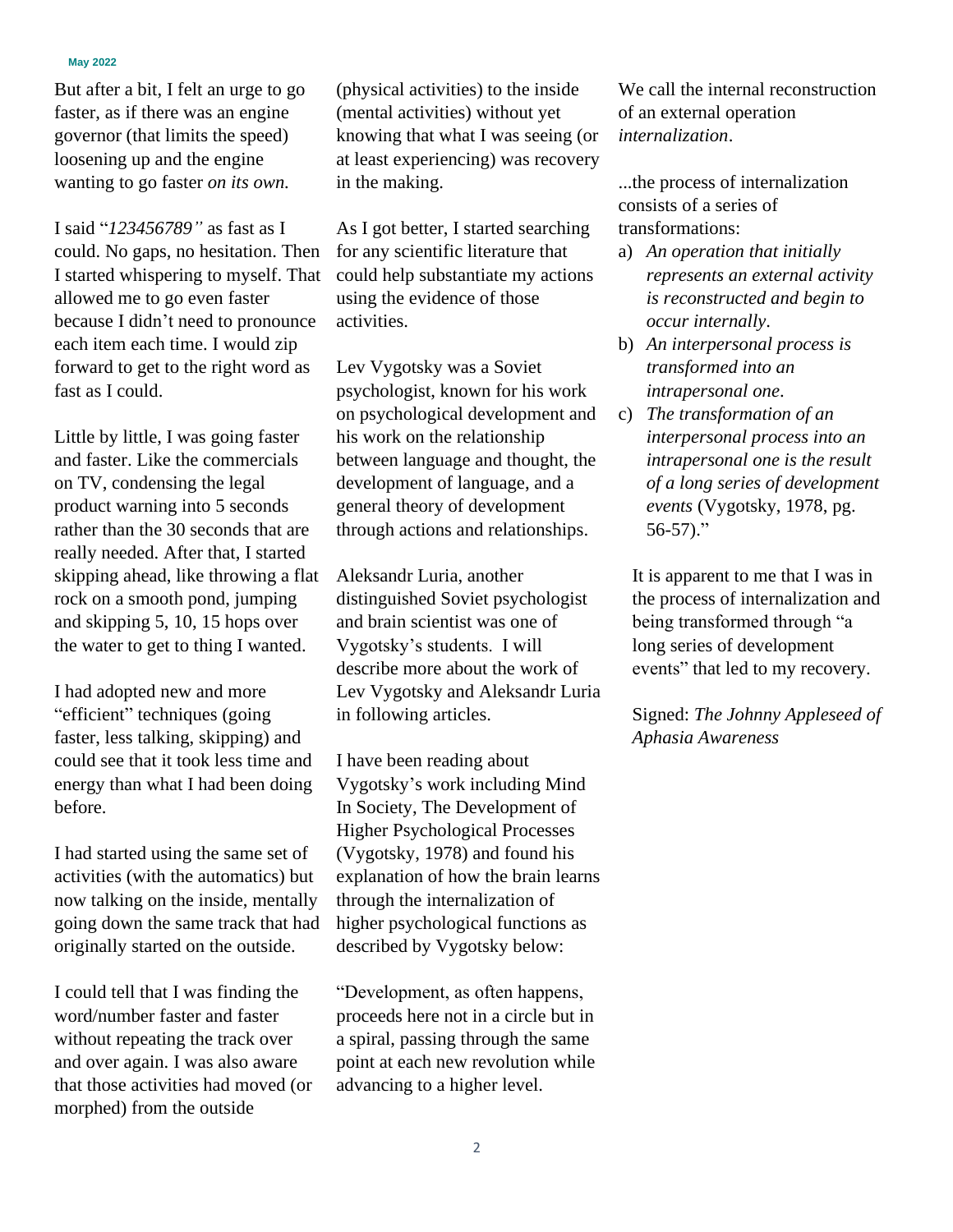But after a bit, I felt an urge to go faster, as if there was an engine governor (that limits the speed) loosening up and the engine wanting to go faster *on its own.*

I said "*123456789"* as fast as I could. No gaps, no hesitation. Then I started whispering to myself. That allowed me to go even faster because I didn't need to pronounce each item each time. I would zip forward to get to the right word as fast as I could.

Little by little, I was going faster and faster. Like the commercials on TV, condensing the legal product warning into 5 seconds rather than the 30 seconds that are really needed. After that, I started skipping ahead, like throwing a flat rock on a smooth pond, jumping and skipping 5, 10, 15 hops over the water to get to thing I wanted.

I had adopted new and more "efficient" techniques (going faster, less talking, skipping) and could see that it took less time and energy than what I had been doing before.

I had started using the same set of activities (with the automatics) but now talking on the inside, mentally going down the same track that had originally started on the outside.

I could tell that I was finding the word/number faster and faster without repeating the track over and over again. I was also aware that those activities had moved (or morphed) from the outside (physical activities) to the inside (mental activities) without yet knowing that what I was seeing (or at least experiencing) was recovery in the making.

As I got better, I started searching for any scientific literature that could help substantiate my actions using the evidence of those activities.

Lev Vygotsky was a Soviet psychologist, known for his work on psychological development and his work on the relationship between language and thought, the development of language, and a general theory of development through actions and relationships.

Aleksandr Luria, another distinguished Soviet psychologist and brain scientist was one of Vygotsky's students. I will describe more about the work of Lev Vygotsky and Aleksandr Luria in following articles.

I have been reading about Vygotsky's work including Mind In Society, The Development of Higher Psychological Processes (Vygotsky, 1978) and found his explanation of how the brain learns through the internalization of higher psychological functions as described by Vygotsky below:

"Development, as often happens, proceeds here not in a circle but in a spiral, passing through the same point at each new revolution while advancing to a higher level.

We call the internal reconstruction of an external operation *internalization*.

...the process of internalization consists of a series of transformations:

a) *An operation that initially represents an external activity is reconstructed and begin to occur internally*.
b) *An interpersonal process is transformed into an intrapersonal one*.
c) *The transformation of an interpersonal process into an intrapersonal one is the result of a long series of development events* (Vygotsky, 1978, pg. 56-57)."

It is apparent to me that I was in the process of internalization and being transformed through "a long series of development events" that led to my recovery.

Signed: *The Johnny Appleseed of Aphasia Awareness*